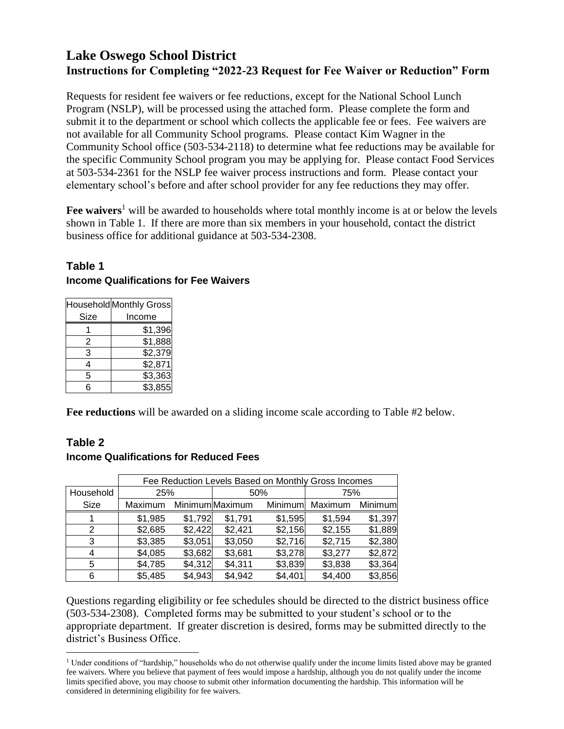# Lake Oswego School District

## Instructions for Completing "2022-23 Request for Fee Waiver or Reduction" Form

Requests for resident fee waivers or fee reductions, except for the National School Lunch Program (NSLP), will be processed using the attached form. Please complete the form and submit it to the department or school which collects the applicable fee or fees. Fee waivers are not available for all Community School programs. Please contact Kim Wagner in the Community School office (503-534-2118) to determine what fee reductions may be available for the specific Community School program you may be applying for. Please contact Food Services at 503-534-2361 for the NSLP fee waiver process instructions and form. Please contact your elementary school's before and after school provider for any fee reductions they may offer.

**Fee waivers**[1] will be awarded to households where total monthly income is at or below the levels shown in Table 1. If there are more than six members in your household, contact the district business office for additional guidance at 503-534-2308.

### Table 1

**Income Qualifications for Fee Waivers**

| Household Size | Monthly Gross Income |
|---|---|
| 1 | $1,396 |
| 2 | $1,888 |
| 3 | $2,379 |
| 4 | $2,871 |
| 5 | $3,363 |
| 6 | $3,855 |

**Fee reductions** will be awarded on a sliding income scale according to Table #2 below.

### Table 2

**Income Qualifications for Reduced Fees**

| | Fee Reduction Levels Based on Monthly Gross Incomes | | | | | |
|---|---|---|---|---|---|---|
| Household | 25% | | 50% | | 75% | |
| Size | Maximum | Minimum | Maximum | Minimum | Maximum | Minimum |
| 1 | $1,985 | $1,792 | $1,791 | $1,595 | $1,594 | $1,397 |
| 2 | $2,685 | $2,422 | $2,421 | $2,156 | $2,155 | $1,889 |
| 3 | $3,385 | $3,051 | $3,050 | $2,716 | $2,715 | $2,380 |
| 4 | $4,085 | $3,682 | $3,681 | $3,278 | $3,277 | $2,872 |
| 5 | $4,785 | $4,312 | $4,311 | $3,839 | $3,838 | $3,364 |
| 6 | $5,485 | $4,943 | $4,942 | $4,401 | $4,400 | $3,856 |

Questions regarding eligibility or fee schedules should be directed to the district business office (503-534-2308). Completed forms may be submitted to your student's school or to the appropriate department. If greater discretion is desired, forms may be submitted directly to the district's Business Office.

---

[1] Under conditions of "hardship," households who do not otherwise qualify under the income limits listed above may be granted fee waivers. Where you believe that payment of fees would impose a hardship, although you do not qualify under the income limits specified above, you may choose to submit other information documenting the hardship. This information will be considered in determining eligibility for fee waivers.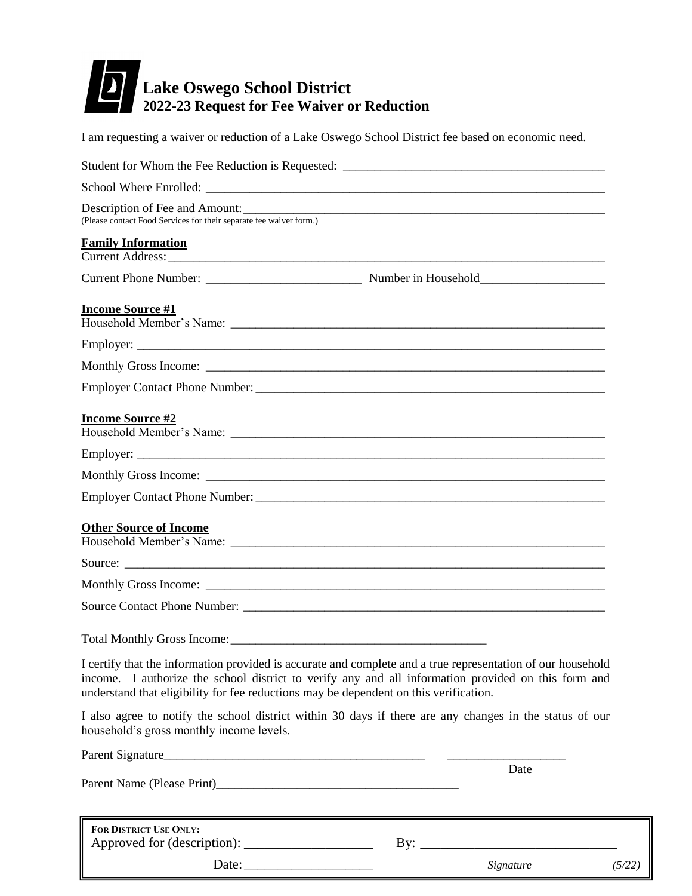# Lake Oswego School District
## 2022-23 Request for Fee Waiver or Reduction

I am requesting a waiver or reduction of a Lake Oswego School District fee based on economic need.

Student for Whom the Fee Reduction is Requested: ________________________________________

School Where Enrolled: ________________________________________________________________

Description of Fee and Amount: __________________________________________________________
(Please contact Food Services for their separate fee waiver form.)

**Family Information**

Current Address: _______________________________________________________________________

Current Phone Number: _________________________ Number in Household____________________

**Income Source #1**

Household Member's Name: ______________________________________________________________

Employer: _____________________________________________________________________________

Monthly Gross Income: _________________________________________________________________

Employer Contact Phone Number: _________________________________________________________

**Income Source #2**

Household Member's Name: ______________________________________________________________

Employer: _____________________________________________________________________________

Monthly Gross Income: _________________________________________________________________

Employer Contact Phone Number: _________________________________________________________

**Other Source of Income**

Household Member's Name: ______________________________________________________________

Source: _______________________________________________________________________________

Monthly Gross Income: _________________________________________________________________

Source Contact Phone Number: ___________________________________________________________

Total Monthly Gross Income: ___________________________________________

I certify that the information provided is accurate and complete and a true representation of our household income. I authorize the school district to verify any and all information provided on this form and understand that eligibility for fee reductions may be dependent on this verification.

I also agree to notify the school district within 30 days if there are any changes in the status of our household's gross monthly income levels.

Parent Signature__________________________________________ ___________________
Date

Parent Name (Please Print)_______________________________________

**FOR DISTRICT USE ONLY:**
Approved for (description): ___________________ By: _____________________________
Date: ___________________ *Signature* *(5/22)*